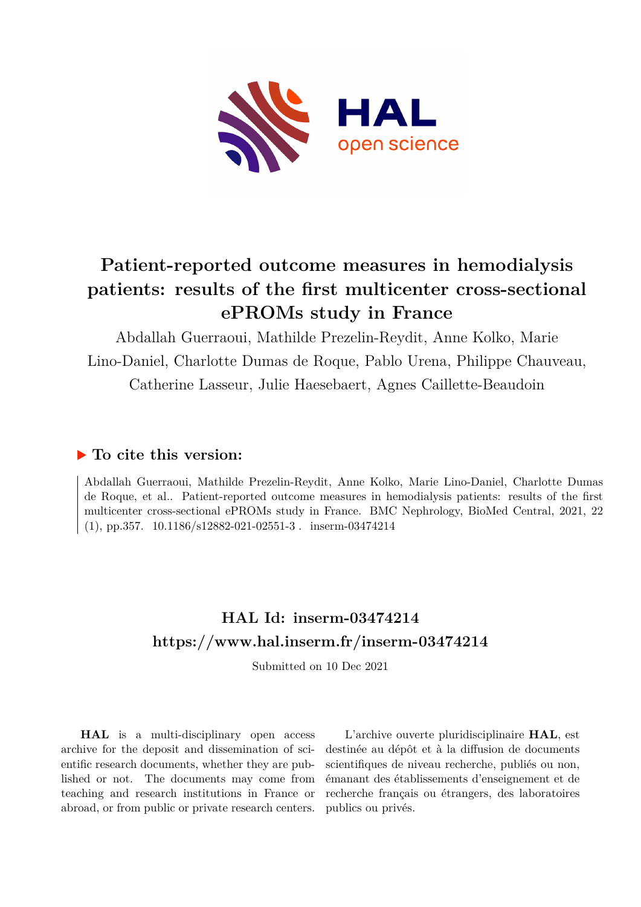# Patient-reported outcome measures in hemodialysis patients: results of the first multicenter cross-sectional ePROMs study in France

Abdallah Guerraoui, Mathilde Prezelin-Reydit, Anne Kolko, Marie Lino-Daniel, Charlotte Dumas de Roque, Pablo Urena, Philippe Chauveau, Catherine Lasseur, Julie Haesebaert, Agnes Caillette-Beaudoin

### ▶ To cite this version:

Abdallah Guerraoui, Mathilde Prezelin-Reydit, Anne Kolko, Marie Lino-Daniel, Charlotte Dumas de Roque, et al.. Patient-reported outcome measures in hemodialysis patients: results of the first multicenter cross-sectional ePROMs study in France. BMC Nephrology, BioMed Central, 2021, 22 (1), pp.357. 10.1186/s12882-021-02551-3 . inserm-03474214

## HAL Id: inserm-03474214
## https://www.hal.inserm.fr/inserm-03474214

Submitted on 10 Dec 2021

**HAL** is a multi-disciplinary open access archive for the deposit and dissemination of scientific research documents, whether they are published or not. The documents may come from teaching and research institutions in France or abroad, or from public or private research centers.

L'archive ouverte pluridisciplinaire **HAL**, est destinée au dépôt et à la diffusion de documents scientifiques de niveau recherche, publiés ou non, émanant des établissements d'enseignement et de recherche français ou étrangers, des laboratoires publics ou privés.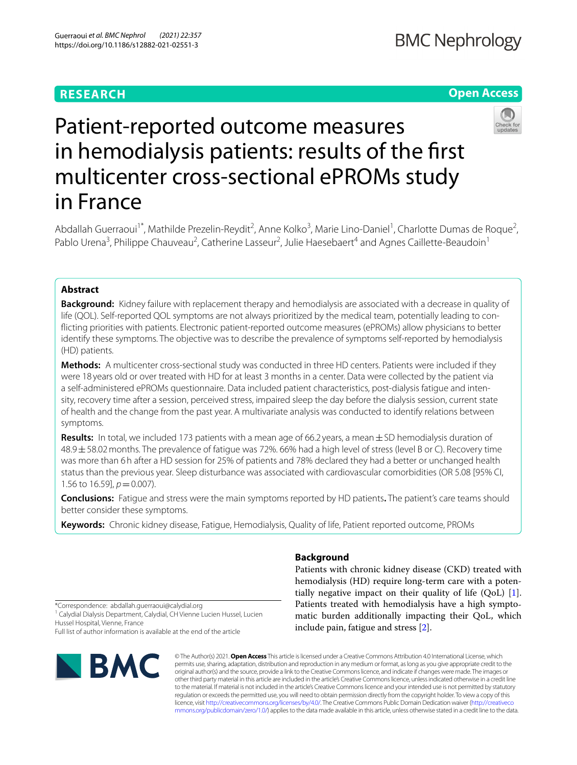# Patient-reported outcome measures in hemodialysis patients: results of the first multicenter cross-sectional ePROMs study in France

Abdallah Guerraoui[1*], Mathilde Prezelin-Reydit[2], Anne Kolko[3], Marie Lino-Daniel[1], Charlotte Dumas de Roque[2], Pablo Urena[3], Philippe Chauveau[2], Catherine Lasseur[2], Julie Haesebaert[4] and Agnes Caillette-Beaudoin[1]

## Abstract

**Background:** Kidney failure with replacement therapy and hemodialysis are associated with a decrease in quality of life (QOL). Self-reported QOL symptoms are not always prioritized by the medical team, potentially leading to conflicting priorities with patients. Electronic patient-reported outcome measures (ePROMs) allow physicians to better identify these symptoms. The objective was to describe the prevalence of symptoms self-reported by hemodialysis (HD) patients.

**Methods:** A multicenter cross-sectional study was conducted in three HD centers. Patients were included if they were 18 years old or over treated with HD for at least 3 months in a center. Data were collected by the patient via a self-administered ePROMs questionnaire. Data included patient characteristics, post-dialysis fatigue and intensity, recovery time after a session, perceived stress, impaired sleep the day before the dialysis session, current state of health and the change from the past year. A multivariate analysis was conducted to identify relations between symptoms.

**Results:** In total, we included 173 patients with a mean age of 66.2 years, a mean ± SD hemodialysis duration of 48.9 ± 58.02 months. The prevalence of fatigue was 72%. 66% had a high level of stress (level B or C). Recovery time was more than 6 h after a HD session for 25% of patients and 78% declared they had a better or unchanged health status than the previous year. Sleep disturbance was associated with cardiovascular comorbidities (OR 5.08 [95% CI, 1.56 to 16.59], $p = 0.007$).

**Conclusions:** Fatigue and stress were the main symptoms reported by HD patients**.** The patient's care teams should better consider these symptoms.

**Keywords:** Chronic kidney disease, Fatigue, Hemodialysis, Quality of life, Patient reported outcome, PROMs

## Background

Patients with chronic kidney disease (CKD) treated with hemodialysis (HD) require long-term care with a potentially negative impact on their quality of life (QoL) [1]. Patients treated with hemodialysis have a high symptomatic burden additionally impacting their QoL, which include pain, fatigue and stress [2].

*Correspondence: abdallah.guerraoui@calydial.org
[1] Calydial Dialysis Department, Calydial, CH Vienne Lucien Hussel, Lucien Hussel Hospital, Vienne, France
Full list of author information is available at the end of the article

© The Author(s) 2021. **Open Access** This article is licensed under a Creative Commons Attribution 4.0 International License, which permits use, sharing, adaptation, distribution and reproduction in any medium or format, as long as you give appropriate credit to the original author(s) and the source, provide a link to the Creative Commons licence, and indicate if changes were made. The images or other third party material in this article are included in the article's Creative Commons licence, unless indicated otherwise in a credit line to the material. If material is not included in the article's Creative Commons licence and your intended use is not permitted by statutory regulation or exceeds the permitted use, you will need to obtain permission directly from the copyright holder. To view a copy of this licence, visit http://creativecommons.org/licenses/by/4.0/. The Creative Commons Public Domain Dedication waiver (http://creativecommons.org/publicdomain/zero/1.0/) applies to the data made available in this article, unless otherwise stated in a credit line to the data.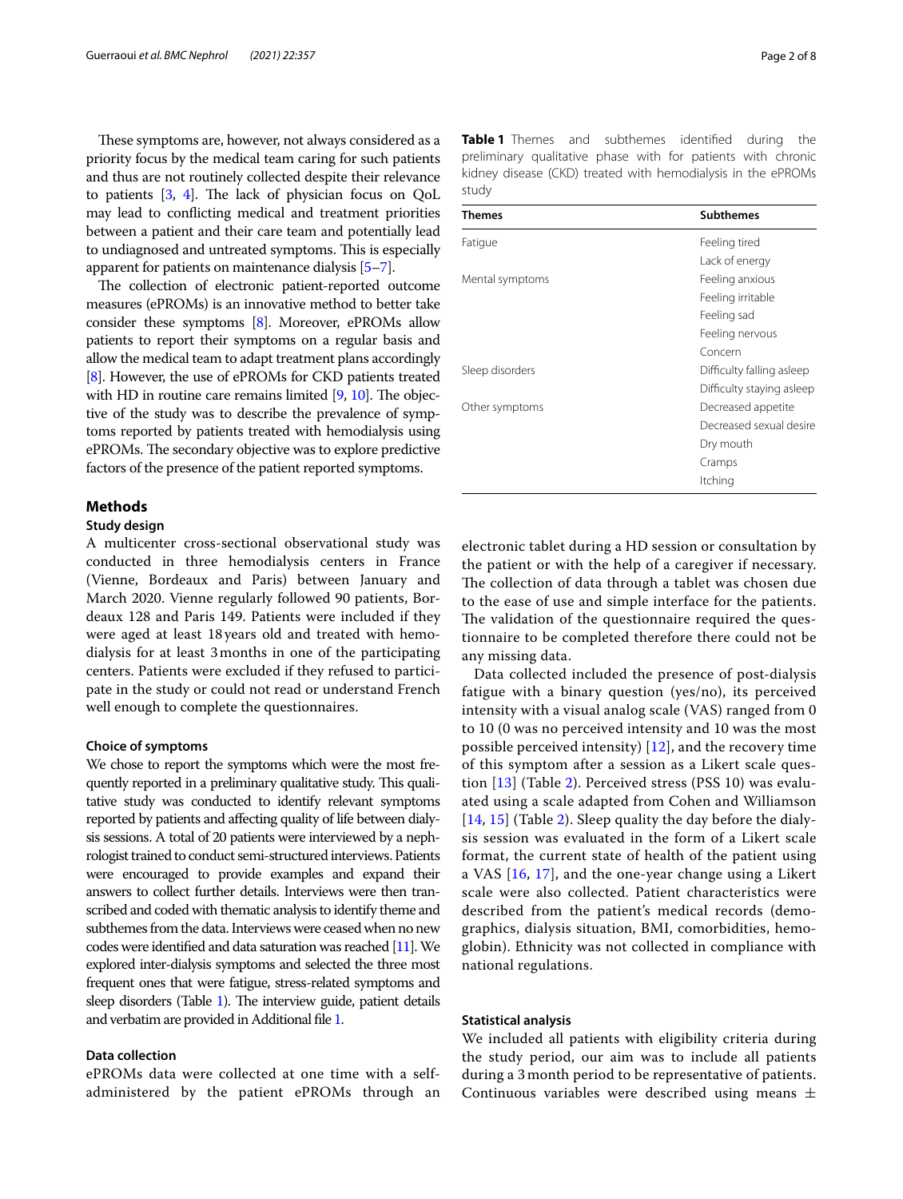These symptoms are, however, not always considered as a priority focus by the medical team caring for such patients and thus are not routinely collected despite their relevance to patients [3, 4]. The lack of physician focus on QoL may lead to conflicting medical and treatment priorities between a patient and their care team and potentially lead to undiagnosed and untreated symptoms. This is especially apparent for patients on maintenance dialysis [5–7].

The collection of electronic patient-reported outcome measures (ePROMs) is an innovative method to better take consider these symptoms [8]. Moreover, ePROMs allow patients to report their symptoms on a regular basis and allow the medical team to adapt treatment plans accordingly [8]. However, the use of ePROMs for CKD patients treated with HD in routine care remains limited [9, 10]. The objective of the study was to describe the prevalence of symptoms reported by patients treated with hemodialysis using ePROMs. The secondary objective was to explore predictive factors of the presence of the patient reported symptoms.

## Methods

### Study design

A multicenter cross-sectional observational study was conducted in three hemodialysis centers in France (Vienne, Bordeaux and Paris) between January and March 2020. Vienne regularly followed 90 patients, Bordeaux 128 and Paris 149. Patients were included if they were aged at least 18 years old and treated with hemodialysis for at least 3 months in one of the participating centers. Patients were excluded if they refused to participate in the study or could not read or understand French well enough to complete the questionnaires.

### Choice of symptoms

We chose to report the symptoms which were the most frequently reported in a preliminary qualitative study. This qualitative study was conducted to identify relevant symptoms reported by patients and affecting quality of life between dialysis sessions. A total of 20 patients were interviewed by a nephrologist trained to conduct semi-structured interviews. Patients were encouraged to provide examples and expand their answers to collect further details. Interviews were then transcribed and coded with thematic analysis to identify theme and subthemes from the data. Interviews were ceased when no new codes were identified and data saturation was reached [11]. We explored inter-dialysis symptoms and selected the three most frequent ones that were fatigue, stress-related symptoms and sleep disorders (Table 1). The interview guide, patient details and verbatim are provided in Additional file 1.

**Table 1** Themes and subthemes identified during the preliminary qualitative phase with for patients with chronic kidney disease (CKD) treated with hemodialysis in the ePROMs study

| Themes | Subthemes |
| --- | --- |
| Fatigue | Feeling tired |
| | Lack of energy |
| Mental symptoms | Feeling anxious |
| | Feeling irritable |
| | Feeling sad |
| | Feeling nervous |
| | Concern |
| Sleep disorders | Difficulty falling asleep |
| | Difficulty staying asleep |
| Other symptoms | Decreased appetite |
| | Decreased sexual desire |
| | Dry mouth |
| | Cramps |
| | Itching |

### Data collection

ePROMs data were collected at one time with a self-administered by the patient ePROMs through an electronic tablet during a HD session or consultation by the patient or with the help of a caregiver if necessary. The collection of data through a tablet was chosen due to the ease of use and simple interface for the patients. The validation of the questionnaire required the questionnaire to be completed therefore there could not be any missing data.

Data collected included the presence of post-dialysis fatigue with a binary question (yes/no), its perceived intensity with a visual analog scale (VAS) ranged from 0 to 10 (0 was no perceived intensity and 10 was the most possible perceived intensity) [12], and the recovery time of this symptom after a session as a Likert scale question [13] (Table 2). Perceived stress (PSS 10) was evaluated using a scale adapted from Cohen and Williamson [14, 15] (Table 2). Sleep quality the day before the dialysis session was evaluated in the form of a Likert scale format, the current state of health of the patient using a VAS [16, 17], and the one-year change using a Likert scale were also collected. Patient characteristics were described from the patient's medical records (demographics, dialysis situation, BMI, comorbidities, hemoglobin). Ethnicity was not collected in compliance with national regulations.

### Statistical analysis

We included all patients with eligibility criteria during the study period, our aim was to include all patients during a 3 month period to be representative of patients. Continuous variables were described using means ±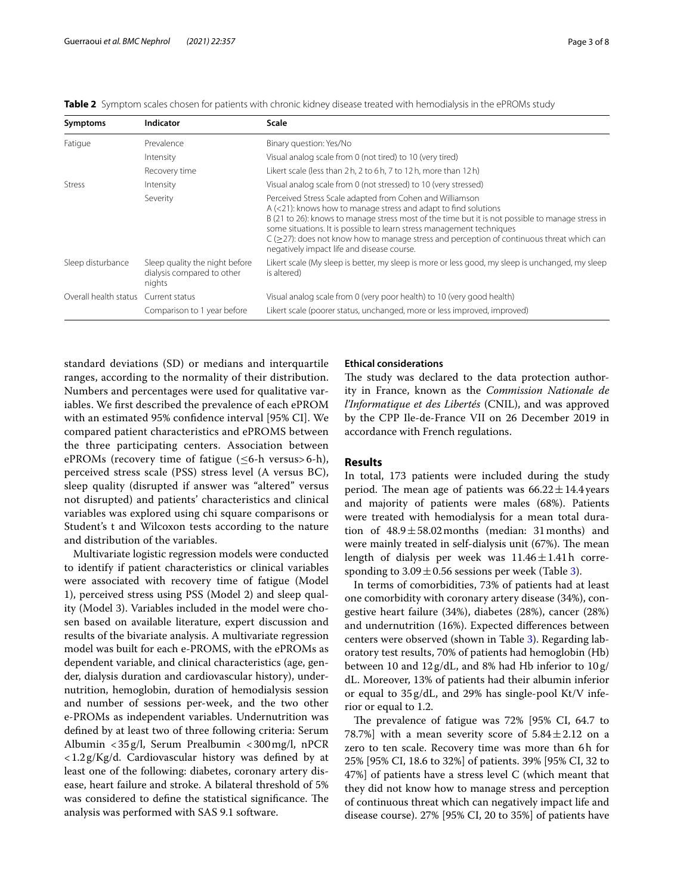**Table 2** Symptom scales chosen for patients with chronic kidney disease treated with hemodialysis in the ePROMs study

| Symptoms | Indicator | Scale |
|---|---|---|
| Fatigue | Prevalence | Binary question: Yes/No |
| | Intensity | Visual analog scale from 0 (not tired) to 10 (very tired) |
| | Recovery time | Likert scale (less than 2 h, 2 to 6 h, 7 to 12 h, more than 12 h) |
| Stress | Intensity | Visual analog scale from 0 (not stressed) to 10 (very stressed) |
| | Severity | Perceived Stress Scale adapted from Cohen and Williamson<br>A (<21): knows how to manage stress and adapt to find solutions<br>B (21 to 26): knows to manage stress most of the time but it is not possible to manage stress in some situations. It is possible to learn stress management techniques<br>C (≥27): does not know how to manage stress and perception of continuous threat which can negatively impact life and disease course. |
| Sleep disturbance | Sleep quality the night before dialysis compared to other nights | Likert scale (My sleep is better, my sleep is more or less good, my sleep is unchanged, my sleep is altered) |
| Overall health status | Current status | Visual analog scale from 0 (very poor health) to 10 (very good health) |
| | Comparison to 1 year before | Likert scale (poorer status, unchanged, more or less improved, improved) |

standard deviations (SD) or medians and interquartile ranges, according to the normality of their distribution. Numbers and percentages were used for qualitative variables. We first described the prevalence of each ePROM with an estimated 95% confidence interval [95% CI]. We compared patient characteristics and ePROMS between the three participating centers. Association between ePROMs (recovery time of fatigue (≤6-h versus > 6-h), perceived stress scale (PSS) stress level (A versus BC), sleep quality (disrupted if answer was "altered" versus not disrupted) and patients' characteristics and clinical variables was explored using chi square comparisons or Student's t and Wilcoxon tests according to the nature and distribution of the variables.

Multivariate logistic regression models were conducted to identify if patient characteristics or clinical variables were associated with recovery time of fatigue (Model 1), perceived stress using PSS (Model 2) and sleep quality (Model 3). Variables included in the model were chosen based on available literature, expert discussion and results of the bivariate analysis. A multivariate regression model was built for each e-PROMS, with the ePROMs as dependent variable, and clinical characteristics (age, gender, dialysis duration and cardiovascular history), undernutrition, hemoglobin, duration of hemodialysis session and number of sessions per-week, and the two other e-PROMs as independent variables. Undernutrition was defined by at least two of three following criteria: Serum Albumin < 35 g/l, Serum Prealbumin < 300 mg/l, nPCR < 1.2 g/Kg/d. Cardiovascular history was defined by at least one of the following: diabetes, coronary artery disease, heart failure and stroke. A bilateral threshold of 5% was considered to define the statistical significance. The analysis was performed with SAS 9.1 software.

### Ethical considerations

The study was declared to the data protection authority in France, known as the *Commission Nationale de l'Informatique et des Libertés* (CNIL), and was approved by the CPP Ile-de-France VII on 26 December 2019 in accordance with French regulations.

## Results

In total, 173 patients were included during the study period. The mean age of patients was $66.22 \pm 14.4$ years and majority of patients were males (68%). Patients were treated with hemodialysis for a mean total duration of $48.9 \pm 58.02$ months (median: 31 months) and were mainly treated in self-dialysis unit (67%). The mean length of dialysis per week was $11.46 \pm 1.41$ h corresponding to $3.09 \pm 0.56$ sessions per week (Table 3).

In terms of comorbidities, 73% of patients had at least one comorbidity with coronary artery disease (34%), congestive heart failure (34%), diabetes (28%), cancer (28%) and undernutrition (16%). Expected differences between centers were observed (shown in Table 3). Regarding laboratory test results, 70% of patients had hemoglobin (Hb) between 10 and 12 g/dL, and 8% had Hb inferior to 10 g/dL. Moreover, 13% of patients had their albumin inferior or equal to 35 g/dL, and 29% has single-pool Kt/V inferior or equal to 1.2.

The prevalence of fatigue was 72% [95% CI, 64.7 to 78.7%] with a mean severity score of $5.84 \pm 2.12$ on a zero to ten scale. Recovery time was more than 6 h for 25% [95% CI, 18.6 to 32%] of patients. 39% [95% CI, 32 to 47%] of patients have a stress level C (which meant that they did not know how to manage stress and perception of continuous threat which can negatively impact life and disease course). 27% [95% CI, 20 to 35%] of patients have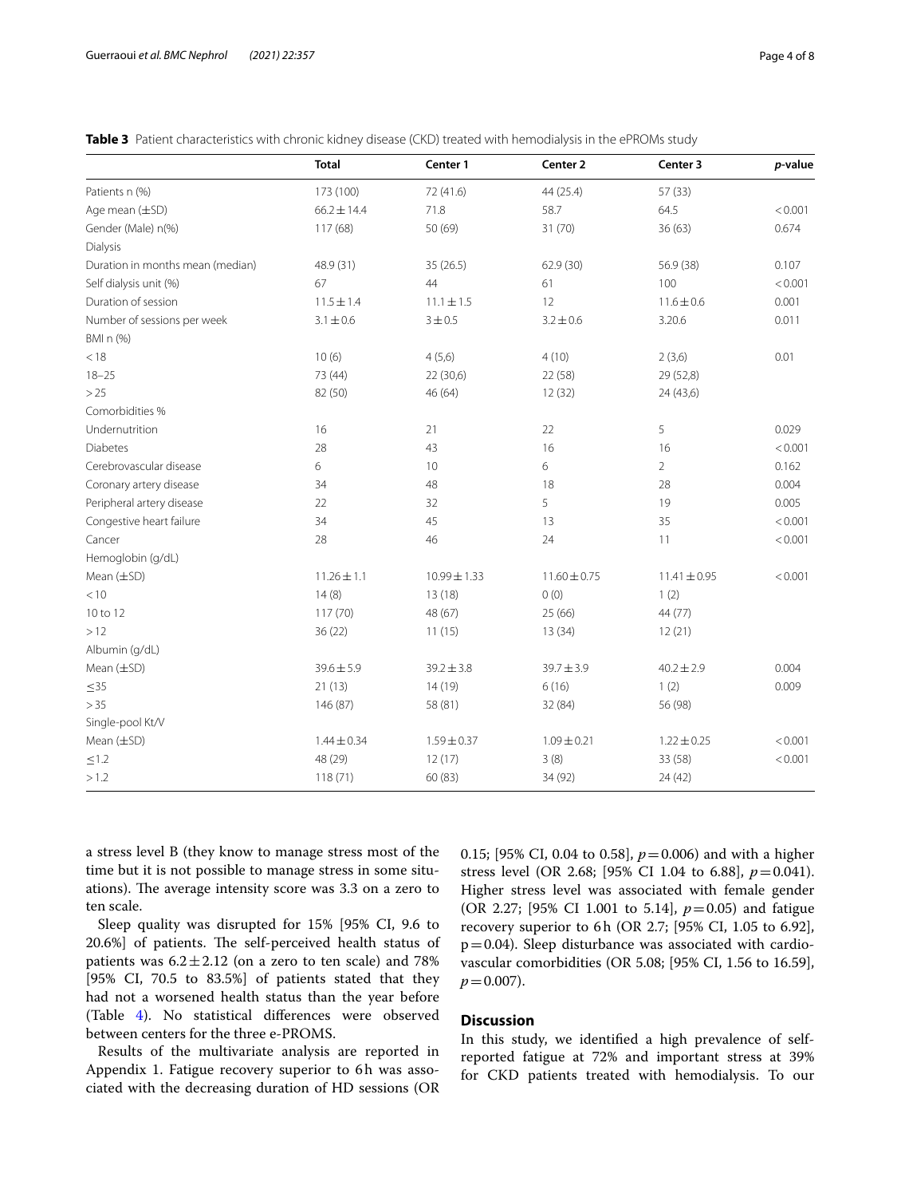**Table 3** Patient characteristics with chronic kidney disease (CKD) treated with hemodialysis in the ePROMs study

| | Total | Center 1 | Center 2 | Center 3 | *p*-value |
|---|---|---|---|---|---|
| Patients n (%) | 173 (100) | 72 (41.6) | 44 (25.4) | 57 (33) | |
| Age mean (±SD) | 66.2 ± 14.4 | 71.8 | 58.7 | 64.5 | < 0.001 |
| Gender (Male) n(%) | 117 (68) | 50 (69) | 31 (70) | 36 (63) | 0.674 |
| Dialysis | | | | | |
| Duration in months mean (median) | 48.9 (31) | 35 (26.5) | 62.9 (30) | 56.9 (38) | 0.107 |
| Self dialysis unit (%) | 67 | 44 | 61 | 100 | < 0.001 |
| Duration of session | 11.5 ± 1.4 | 11.1 ± 1.5 | 12 | 11.6 ± 0.6 | 0.001 |
| Number of sessions per week | 3.1 ± 0.6 | 3 ± 0.5 | 3.2 ± 0.6 | 3.20.6 | 0.011 |
| BMI n (%) | | | | | |
| < 18 | 10 (6) | 4 (5,6) | 4 (10) | 2 (3,6) | 0.01 |
| 18–25 | 73 (44) | 22 (30,6) | 22 (58) | 29 (52,8) | |
| > 25 | 82 (50) | 46 (64) | 12 (32) | 24 (43,6) | |
| Comorbidities % | | | | | |
| Undernutrition | 16 | 21 | 22 | 5 | 0.029 |
| Diabetes | 28 | 43 | 16 | 16 | < 0.001 |
| Cerebrovascular disease | 6 | 10 | 6 | 2 | 0.162 |
| Coronary artery disease | 34 | 48 | 18 | 28 | 0.004 |
| Peripheral artery disease | 22 | 32 | 5 | 19 | 0.005 |
| Congestive heart failure | 34 | 45 | 13 | 35 | < 0.001 |
| Cancer | 28 | 46 | 24 | 11 | < 0.001 |
| Hemoglobin (g/dL) | | | | | |
| Mean (±SD) | 11.26 ± 1.1 | 10.99 ± 1.33 | 11.60 ± 0.75 | 11.41 ± 0.95 | < 0.001 |
| < 10 | 14 (8) | 13 (18) | 0 (0) | 1 (2) | |
| 10 to 12 | 117 (70) | 48 (67) | 25 (66) | 44 (77) | |
| > 12 | 36 (22) | 11 (15) | 13 (34) | 12 (21) | |
| Albumin (g/dL) | | | | | |
| Mean (±SD) | 39.6 ± 5.9 | 39.2 ± 3.8 | 39.7 ± 3.9 | 40.2 ± 2.9 | 0.004 |
| ≤35 | 21 (13) | 14 (19) | 6 (16) | 1 (2) | 0.009 |
| > 35 | 146 (87) | 58 (81) | 32 (84) | 56 (98) | |
| Single-pool Kt/V | | | | | |
| Mean (±SD) | 1.44 ± 0.34 | 1.59 ± 0.37 | 1.09 ± 0.21 | 1.22 ± 0.25 | < 0.001 |
| ≤1.2 | 48 (29) | 12 (17) | 3 (8) | 33 (58) | < 0.001 |
| > 1.2 | 118 (71) | 60 (83) | 34 (92) | 24 (42) | |

a stress level B (they know to manage stress most of the time but it is not possible to manage stress in some situations). The average intensity score was 3.3 on a zero to ten scale.

Sleep quality was disrupted for 15% [95% CI, 9.6 to 20.6%] of patients. The self-perceived health status of patients was $6.2 \pm 2.12$ (on a zero to ten scale) and 78% [95% CI, 70.5 to 83.5%] of patients stated that they had not a worsened health status than the year before (Table 4). No statistical differences were observed between centers for the three e-PROMS.

Results of the multivariate analysis are reported in Appendix 1. Fatigue recovery superior to 6 h was associated with the decreasing duration of HD sessions (OR 0.15; [95% CI, 0.04 to 0.58], $p = 0.006$) and with a higher stress level (OR 2.68; [95% CI 1.04 to 6.88], $p = 0.041$). Higher stress level was associated with female gender (OR 2.27; [95% CI 1.001 to 5.14], $p = 0.05$) and fatigue recovery superior to 6 h (OR 2.7; [95% CI, 1.05 to 6.92], $p = 0.04$). Sleep disturbance was associated with cardiovascular comorbidities (OR 5.08; [95% CI, 1.56 to 16.59], $p = 0.007$).

## Discussion

In this study, we identified a high prevalence of self-reported fatigue at 72% and important stress at 39% for CKD patients treated with hemodialysis. To our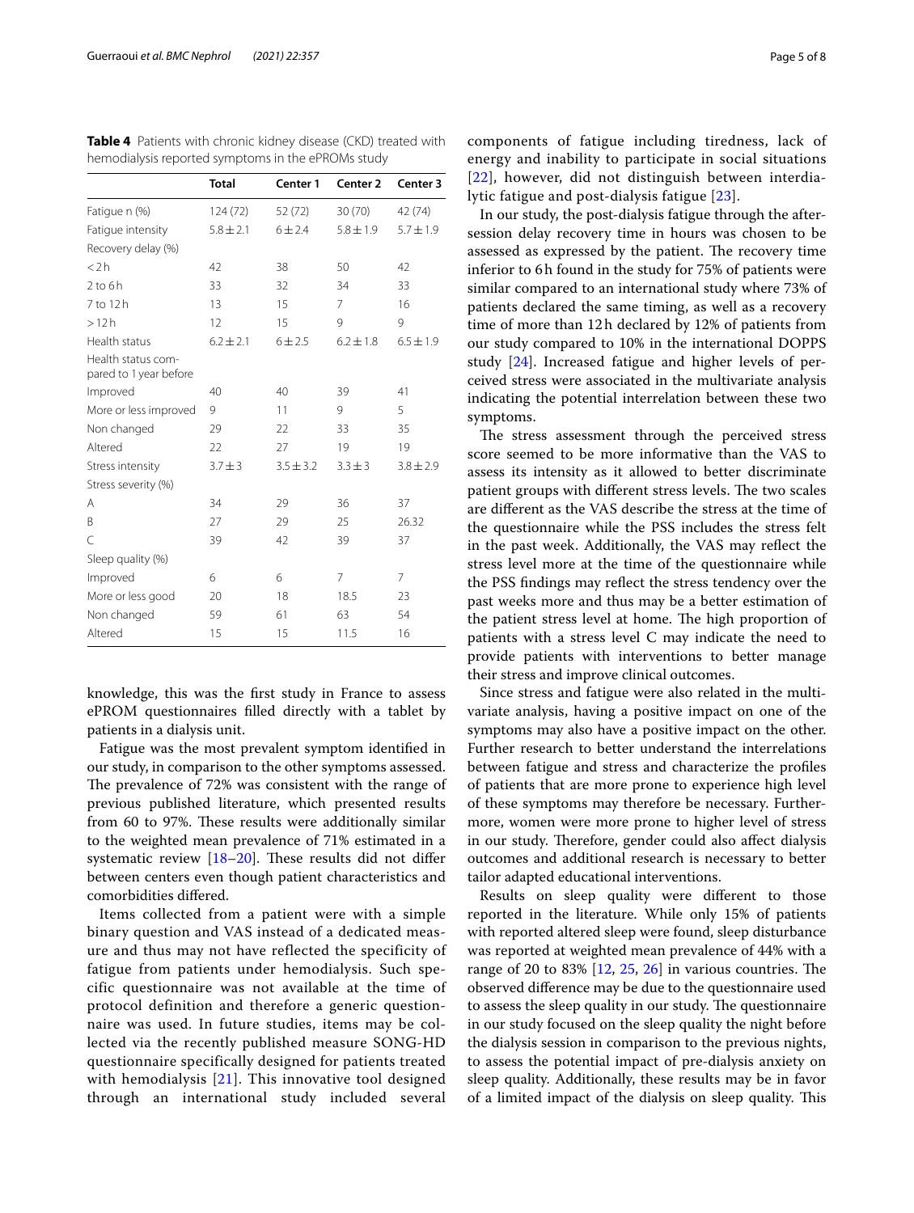**Table 4** Patients with chronic kidney disease (CKD) treated with hemodialysis reported symptoms in the ePROMs study

| | Total | Center 1 | Center 2 | Center 3 |
|---|---|---|---|---|
| Fatigue n (%) | 124 (72) | 52 (72) | 30 (70) | 42 (74) |
| Fatigue intensity | 5.8 ± 2.1 | 6 ± 2.4 | 5.8 ± 1.9 | 5.7 ± 1.9 |
| Recovery delay (%) | | | | |
| < 2 h | 42 | 38 | 50 | 42 |
| 2 to 6 h | 33 | 32 | 34 | 33 |
| 7 to 12 h | 13 | 15 | 7 | 16 |
| > 12 h | 12 | 15 | 9 | 9 |
| Health status | 6.2 ± 2.1 | 6 ± 2.5 | 6.2 ± 1.8 | 6.5 ± 1.9 |
| Health status compared to 1 year before | | | | |
| Improved | 40 | 40 | 39 | 41 |
| More or less improved | 9 | 11 | 9 | 5 |
| Non changed | 29 | 22 | 33 | 35 |
| Altered | 22 | 27 | 19 | 19 |
| Stress intensity | 3.7 ± 3 | 3.5 ± 3.2 | 3.3 ± 3 | 3.8 ± 2.9 |
| Stress severity (%) | | | | |
| A | 34 | 29 | 36 | 37 |
| B | 27 | 29 | 25 | 26.32 |
| C | 39 | 42 | 39 | 37 |
| Sleep quality (%) | | | | |
| Improved | 6 | 6 | 7 | 7 |
| More or less good | 20 | 18 | 18.5 | 23 |
| Non changed | 59 | 61 | 63 | 54 |
| Altered | 15 | 15 | 11.5 | 16 |

knowledge, this was the first study in France to assess ePROM questionnaires filled directly with a tablet by patients in a dialysis unit.

Fatigue was the most prevalent symptom identified in our study, in comparison to the other symptoms assessed. The prevalence of 72% was consistent with the range of previous published literature, which presented results from 60 to 97%. These results were additionally similar to the weighted mean prevalence of 71% estimated in a systematic review [18–20]. These results did not differ between centers even though patient characteristics and comorbidities differed.

Items collected from a patient were with a simple binary question and VAS instead of a dedicated measure and thus may not have reflected the specificity of fatigue from patients under hemodialysis. Such specific questionnaire was not available at the time of protocol definition and therefore a generic questionnaire was used. In future studies, items may be collected via the recently published measure SONG-HD questionnaire specifically designed for patients treated with hemodialysis [21]. This innovative tool designed through an international study included several components of fatigue including tiredness, lack of energy and inability to participate in social situations [22], however, did not distinguish between interdialytic fatigue and post-dialysis fatigue [23].

In our study, the post-dialysis fatigue through the after-session delay recovery time in hours was chosen to be assessed as expressed by the patient. The recovery time inferior to 6 h found in the study for 75% of patients were similar compared to an international study where 73% of patients declared the same timing, as well as a recovery time of more than 12 h declared by 12% of patients from our study compared to 10% in the international DOPPS study [24]. Increased fatigue and higher levels of perceived stress were associated in the multivariate analysis indicating the potential interrelation between these two symptoms.

The stress assessment through the perceived stress score seemed to be more informative than the VAS to assess its intensity as it allowed to better discriminate patient groups with different stress levels. The two scales are different as the VAS describe the stress at the time of the questionnaire while the PSS includes the stress felt in the past week. Additionally, the VAS may reflect the stress level more at the time of the questionnaire while the PSS findings may reflect the stress tendency over the past weeks more and thus may be a better estimation of the patient stress level at home. The high proportion of patients with a stress level C may indicate the need to provide patients with interventions to better manage their stress and improve clinical outcomes.

Since stress and fatigue were also related in the multivariate analysis, having a positive impact on one of the symptoms may also have a positive impact on the other. Further research to better understand the interrelations between fatigue and stress and characterize the profiles of patients that are more prone to experience high level of these symptoms may therefore be necessary. Furthermore, women were more prone to higher level of stress in our study. Therefore, gender could also affect dialysis outcomes and additional research is necessary to better tailor adapted educational interventions.

Results on sleep quality were different to those reported in the literature. While only 15% of patients with reported altered sleep were found, sleep disturbance was reported at weighted mean prevalence of 44% with a range of 20 to 83% [12, 25, 26] in various countries. The observed difference may be due to the questionnaire used to assess the sleep quality in our study. The questionnaire in our study focused on the sleep quality the night before the dialysis session in comparison to the previous nights, to assess the potential impact of pre-dialysis anxiety on sleep quality. Additionally, these results may be in favor of a limited impact of the dialysis on sleep quality. This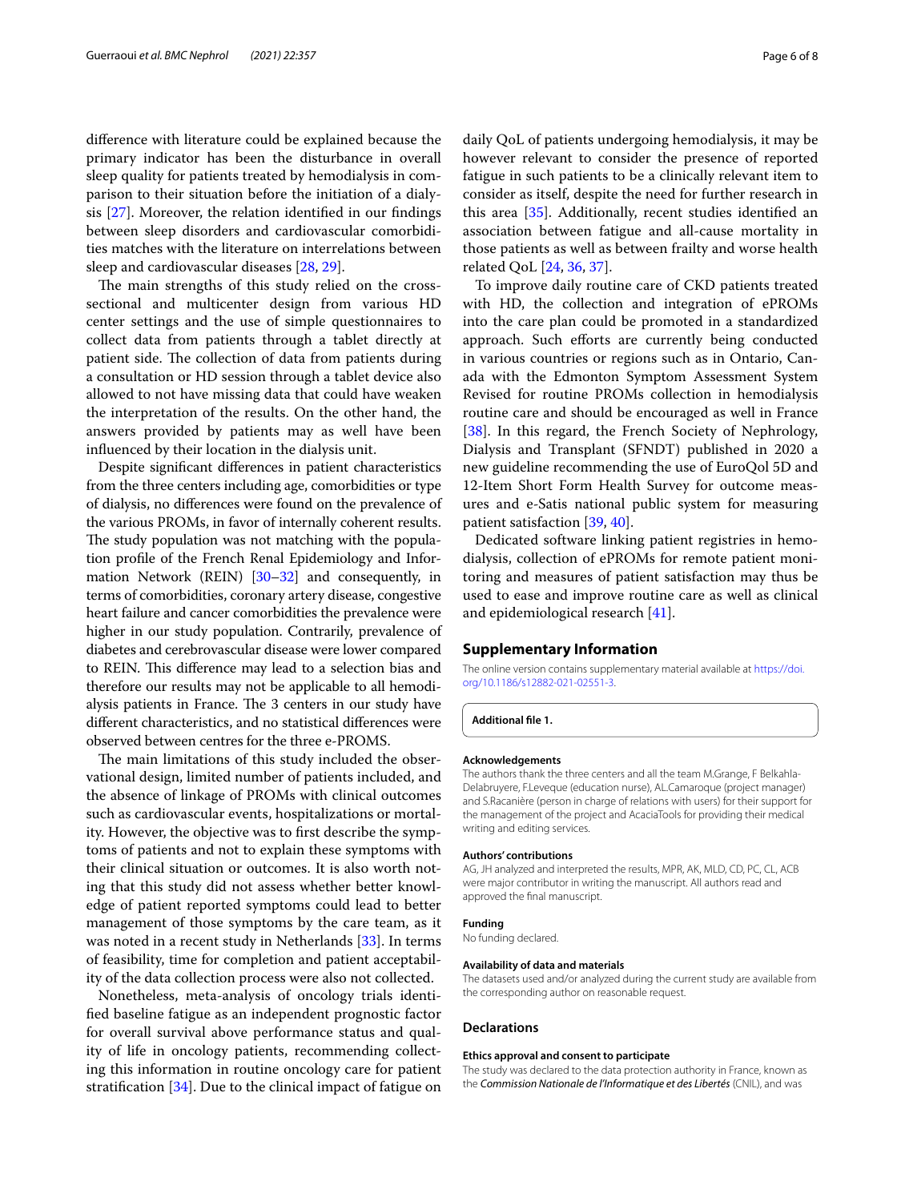difference with literature could be explained because the primary indicator has been the disturbance in overall sleep quality for patients treated by hemodialysis in comparison to their situation before the initiation of a dialysis [27]. Moreover, the relation identified in our findings between sleep disorders and cardiovascular comorbidities matches with the literature on interrelations between sleep and cardiovascular diseases [28, 29].

The main strengths of this study relied on the cross-sectional and multicenter design from various HD center settings and the use of simple questionnaires to collect data from patients through a tablet directly at patient side. The collection of data from patients during a consultation or HD session through a tablet device also allowed to not have missing data that could have weaken the interpretation of the results. On the other hand, the answers provided by patients may as well have been influenced by their location in the dialysis unit.

Despite significant differences in patient characteristics from the three centers including age, comorbidities or type of dialysis, no differences were found on the prevalence of the various PROMs, in favor of internally coherent results. The study population was not matching with the population profile of the French Renal Epidemiology and Information Network (REIN) [30–32] and consequently, in terms of comorbidities, coronary artery disease, congestive heart failure and cancer comorbidities the prevalence were higher in our study population. Contrarily, prevalence of diabetes and cerebrovascular disease were lower compared to REIN. This difference may lead to a selection bias and therefore our results may not be applicable to all hemodialysis patients in France. The 3 centers in our study have different characteristics, and no statistical differences were observed between centres for the three e-PROMS.

The main limitations of this study included the observational design, limited number of patients included, and the absence of linkage of PROMs with clinical outcomes such as cardiovascular events, hospitalizations or mortality. However, the objective was to first describe the symptoms of patients and not to explain these symptoms with their clinical situation or outcomes. It is also worth noting that this study did not assess whether better knowledge of patient reported symptoms could lead to better management of those symptoms by the care team, as it was noted in a recent study in Netherlands [33]. In terms of feasibility, time for completion and patient acceptability of the data collection process were also not collected.

Nonetheless, meta-analysis of oncology trials identified baseline fatigue as an independent prognostic factor for overall survival above performance status and quality of life in oncology patients, recommending collecting this information in routine oncology care for patient stratification [34]. Due to the clinical impact of fatigue on daily QoL of patients undergoing hemodialysis, it may be however relevant to consider the presence of reported fatigue in such patients to be a clinically relevant item to consider as itself, despite the need for further research in this area [35]. Additionally, recent studies identified an association between fatigue and all-cause mortality in those patients as well as between frailty and worse health related QoL [24, 36, 37].

To improve daily routine care of CKD patients treated with HD, the collection and integration of ePROMs into the care plan could be promoted in a standardized approach. Such efforts are currently being conducted in various countries or regions such as in Ontario, Canada with the Edmonton Symptom Assessment System Revised for routine PROMs collection in hemodialysis routine care and should be encouraged as well in France [38]. In this regard, the French Society of Nephrology, Dialysis and Transplant (SFNDT) published in 2020 a new guideline recommending the use of EuroQol 5D and 12-Item Short Form Health Survey for outcome measures and e-Satis national public system for measuring patient satisfaction [39, 40].

Dedicated software linking patient registries in hemodialysis, collection of ePROMs for remote patient monitoring and measures of patient satisfaction may thus be used to ease and improve routine care as well as clinical and epidemiological research [41].

## Supplementary Information

The online version contains supplementary material available at https://doi.org/10.1186/s12882-021-02551-3.

**Additional file 1.**

### Acknowledgements

The authors thank the three centers and all the team M.Grange, F Belkahla-Delabruyere, F.Leveque (education nurse), AL.Camaroque (project manager) and S.Racanière (person in charge of relations with users) for their support for the management of the project and AcaciaTools for providing their medical writing and editing services.

### Authors' contributions

AG, JH analyzed and interpreted the results, MPR, AK, MLD, CD, PC, CL, ACB were major contributor in writing the manuscript. All authors read and approved the final manuscript.

### Funding

No funding declared.

### Availability of data and materials

The datasets used and/or analyzed during the current study are available from the corresponding author on reasonable request.

## Declarations

### Ethics approval and consent to participate

The study was declared to the data protection authority in France, known as the *Commission Nationale de l'Informatique et des Libertés* (CNIL), and was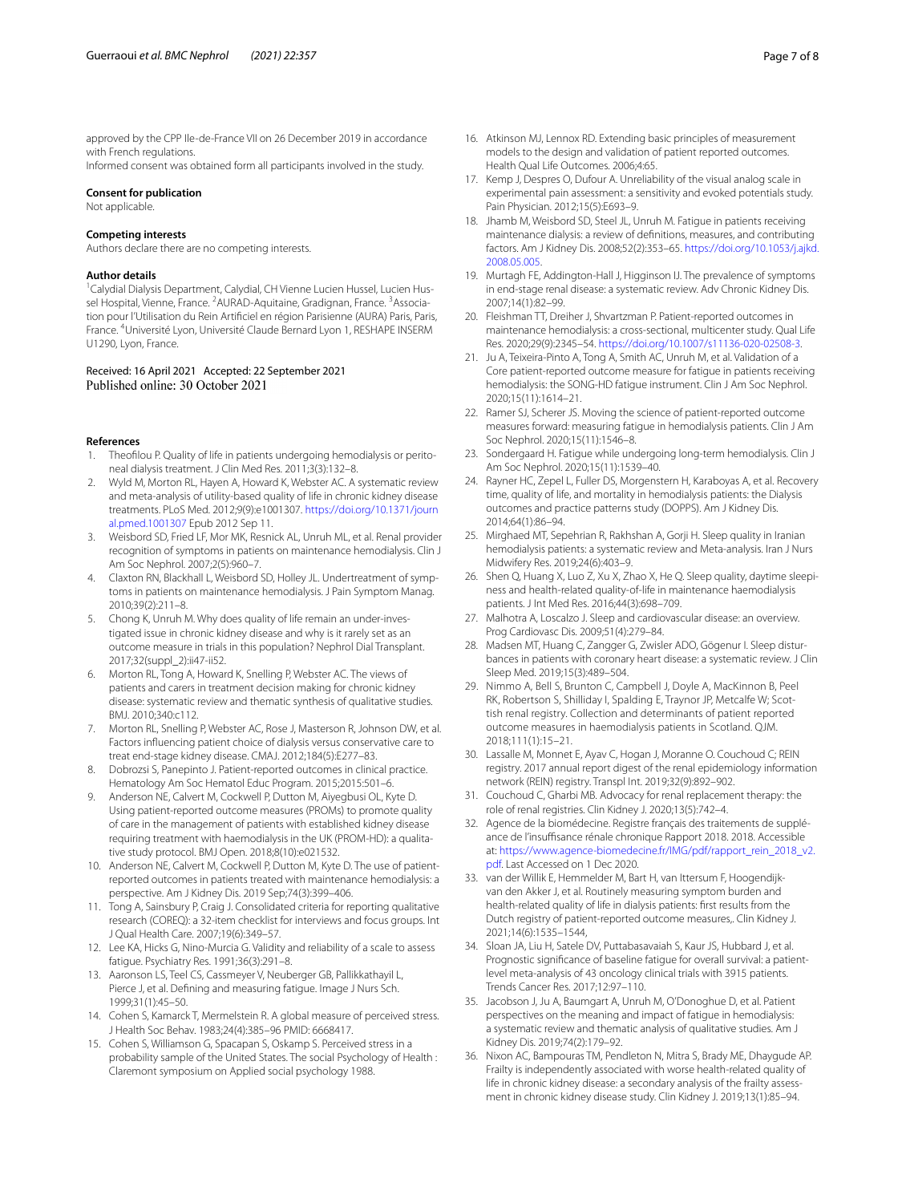approved by the CPP Ile-de-France VII on 26 December 2019 in accordance with French regulations.

Informed consent was obtained form all participants involved in the study.

### Consent for publication

Not applicable.

### Competing interests

Authors declare there are no competing interests.

### Author details

[1]Calydial Dialysis Department, Calydial, CH Vienne Lucien Hussel, Lucien Hussel Hospital, Vienne, France. [2]AURAD-Aquitaine, Gradignan, France. [3]Association pour l'Utilisation du Rein Artificiel en région Parisienne (AURA) Paris, Paris, France. [4]Université Lyon, Université Claude Bernard Lyon 1, RESHAPE INSERM U1290, Lyon, France.

Received: 16 April 2021 Accepted: 22 September 2021
Published online: 30 October 2021

## References

1. Theofilou P. Quality of life in patients undergoing hemodialysis or peritoneal dialysis treatment. J Clin Med Res. 2011;3(3):132–8.
2. Wyld M, Morton RL, Hayen A, Howard K, Webster AC. A systematic review and meta-analysis of utility-based quality of life in chronic kidney disease treatments. PLoS Med. 2012;9(9):e1001307. https://doi.org/10.1371/journal.pmed.1001307 Epub 2012 Sep 11.
3. Weisbord SD, Fried LF, Mor MK, Resnick AL, Unruh ML, et al. Renal provider recognition of symptoms in patients on maintenance hemodialysis. Clin J Am Soc Nephrol. 2007;2(5):960–7.
4. Claxton RN, Blackhall L, Weisbord SD, Holley JL. Undertreatment of symptoms in patients on maintenance hemodialysis. J Pain Symptom Manag. 2010;39(2):211–8.
5. Chong K, Unruh M. Why does quality of life remain an under-investigated issue in chronic kidney disease and why is it rarely set as an outcome measure in trials in this population? Nephrol Dial Transplant. 2017;32(suppl_2):ii47-ii52.
6. Morton RL, Tong A, Howard K, Snelling P, Webster AC. The views of patients and carers in treatment decision making for chronic kidney disease: systematic review and thematic synthesis of qualitative studies. BMJ. 2010;340:c112.
7. Morton RL, Snelling P, Webster AC, Rose J, Masterson R, Johnson DW, et al. Factors influencing patient choice of dialysis versus conservative care to treat end-stage kidney disease. CMAJ. 2012;184(5):E277–83.
8. Dobrozsi S, Panepinto J. Patient-reported outcomes in clinical practice. Hematology Am Soc Hematol Educ Program. 2015;2015:501–6.
9. Anderson NE, Calvert M, Cockwell P, Dutton M, Aiyegbusi OL, Kyte D. Using patient-reported outcome measures (PROMs) to promote quality of care in the management of patients with established kidney disease requiring treatment with haemodialysis in the UK (PROM-HD): a qualitative study protocol. BMJ Open. 2018;8(10):e021532.
10. Anderson NE, Calvert M, Cockwell P, Dutton M, Kyte D. The use of patient-reported outcomes in patients treated with maintenance hemodialysis: a perspective. Am J Kidney Dis. 2019 Sep;74(3):399–406.
11. Tong A, Sainsbury P, Craig J. Consolidated criteria for reporting qualitative research (COREQ): a 32-item checklist for interviews and focus groups. Int J Qual Health Care. 2007;19(6):349–57.
12. Lee KA, Hicks G, Nino-Murcia G. Validity and reliability of a scale to assess fatigue. Psychiatry Res. 1991;36(3):291–8.
13. Aaronson LS, Teel CS, Cassmeyer V, Neuberger GB, Pallikkathayil L, Pierce J, et al. Defining and measuring fatigue. Image J Nurs Sch. 1999;31(1):45–50.
14. Cohen S, Kamarck T, Mermelstein R. A global measure of perceived stress. J Health Soc Behav. 1983;24(4):385–96 PMID: 6668417.
15. Cohen S, Williamson G, Spacapan S, Oskamp S. Perceived stress in a probability sample of the United States. The social Psychology of Health : Claremont symposium on Applied social psychology 1988.
16. Atkinson MJ, Lennox RD. Extending basic principles of measurement models to the design and validation of patient reported outcomes. Health Qual Life Outcomes. 2006;4:65.
17. Kemp J, Despres O, Dufour A. Unreliability of the visual analog scale in experimental pain assessment: a sensitivity and evoked potentials study. Pain Physician. 2012;15(5):E693–9.
18. Jhamb M, Weisbord SD, Steel JL, Unruh M. Fatigue in patients receiving maintenance dialysis: a review of definitions, measures, and contributing factors. Am J Kidney Dis. 2008;52(2):353–65. https://doi.org/10.1053/j.ajkd.2008.05.005.
19. Murtagh FE, Addington-Hall J, Higginson IJ. The prevalence of symptoms in end-stage renal disease: a systematic review. Adv Chronic Kidney Dis. 2007;14(1):82–99.
20. Fleishman TT, Dreiher J, Shvartzman P. Patient-reported outcomes in maintenance hemodialysis: a cross-sectional, multicenter study. Qual Life Res. 2020;29(9):2345–54. https://doi.org/10.1007/s11136-020-02508-3.
21. Ju A, Teixeira-Pinto A, Tong A, Smith AC, Unruh M, et al. Validation of a Core patient-reported outcome measure for fatigue in patients receiving hemodialysis: the SONG-HD fatigue instrument. Clin J Am Soc Nephrol. 2020;15(11):1614–21.
22. Ramer SJ, Scherer JS. Moving the science of patient-reported outcome measures forward: measuring fatigue in hemodialysis patients. Clin J Am Soc Nephrol. 2020;15(11):1546–8.
23. Sondergaard H. Fatigue while undergoing long-term hemodialysis. Clin J Am Soc Nephrol. 2020;15(11):1539–40.
24. Rayner HC, Zepel L, Fuller DS, Morgenstern H, Karaboyas A, et al. Recovery time, quality of life, and mortality in hemodialysis patients: the Dialysis outcomes and practice patterns study (DOPPS). Am J Kidney Dis. 2014;64(1):86–94.
25. Mirghaed MT, Sepehrian R, Rakhshan A, Gorji H. Sleep quality in Iranian hemodialysis patients: a systematic review and Meta-analysis. Iran J Nurs Midwifery Res. 2019;24(6):403–9.
26. Shen Q, Huang X, Luo Z, Xu X, Zhao X, He Q. Sleep quality, daytime sleepiness and health-related quality-of-life in maintenance haemodialysis patients. J Int Med Res. 2016;44(3):698–709.
27. Malhotra A, Loscalzo J. Sleep and cardiovascular disease: an overview. Prog Cardiovasc Dis. 2009;51(4):279–84.
28. Madsen MT, Huang C, Zangger G, Zwisler ADO, Gögenur I. Sleep disturbances in patients with coronary heart disease: a systematic review. J Clin Sleep Med. 2019;15(3):489–504.
29. Nimmo A, Bell S, Brunton C, Campbell J, Doyle A, MacKinnon B, Peel RK, Robertson S, Shilliday I, Spalding E, Traynor JP, Metcalfe W; Scottish renal registry. Collection and determinants of patient reported outcome measures in haemodialysis patients in Scotland. QJM. 2018;111(1):15–21.
30. Lassalle M, Monnet E, Ayav C, Hogan J, Moranne O. Couchoud C; REIN registry. 2017 annual report digest of the renal epidemiology information network (REIN) registry. Transpl Int. 2019;32(9):892–902.
31. Couchoud C, Gharbi MB. Advocacy for renal replacement therapy: the role of renal registries. Clin Kidney J. 2020;13(5):742–4.
32. Agence de la biomédecine. Registre français des traitements de suppléance de l'insuffisance rénale chronique Rapport 2018. 2018. Accessible at: https://www.agence-biomedecine.fr/IMG/pdf/rapport_rein_2018_v2.pdf. Last Accessed on 1 Dec 2020.
33. van der Willik E, Hemmelder M, Bart H, van Ittersum F, Hoogendijk-van den Akker J, et al. Routinely measuring symptom burden and health-related quality of life in dialysis patients: first results from the Dutch registry of patient-reported outcome measures,. Clin Kidney J. 2021;14(6):1535–1544,
34. Sloan JA, Liu H, Satele DV, Puttabasavaiah S, Kaur JS, Hubbard J, et al. Prognostic significance of baseline fatigue for overall survival: a patient-level meta-analysis of 43 oncology clinical trials with 3915 patients. Trends Cancer Res. 2017;12:97–110.
35. Jacobson J, Ju A, Baumgart A, Unruh M, O'Donoghue D, et al. Patient perspectives on the meaning and impact of fatigue in hemodialysis: a systematic review and thematic analysis of qualitative studies. Am J Kidney Dis. 2019;74(2):179–92.
36. Nixon AC, Bampouras TM, Pendleton N, Mitra S, Brady ME, Dhaygude AP. Frailty is independently associated with worse health-related quality of life in chronic kidney disease: a secondary analysis of the frailty assessment in chronic kidney disease study. Clin Kidney J. 2019;13(1):85–94.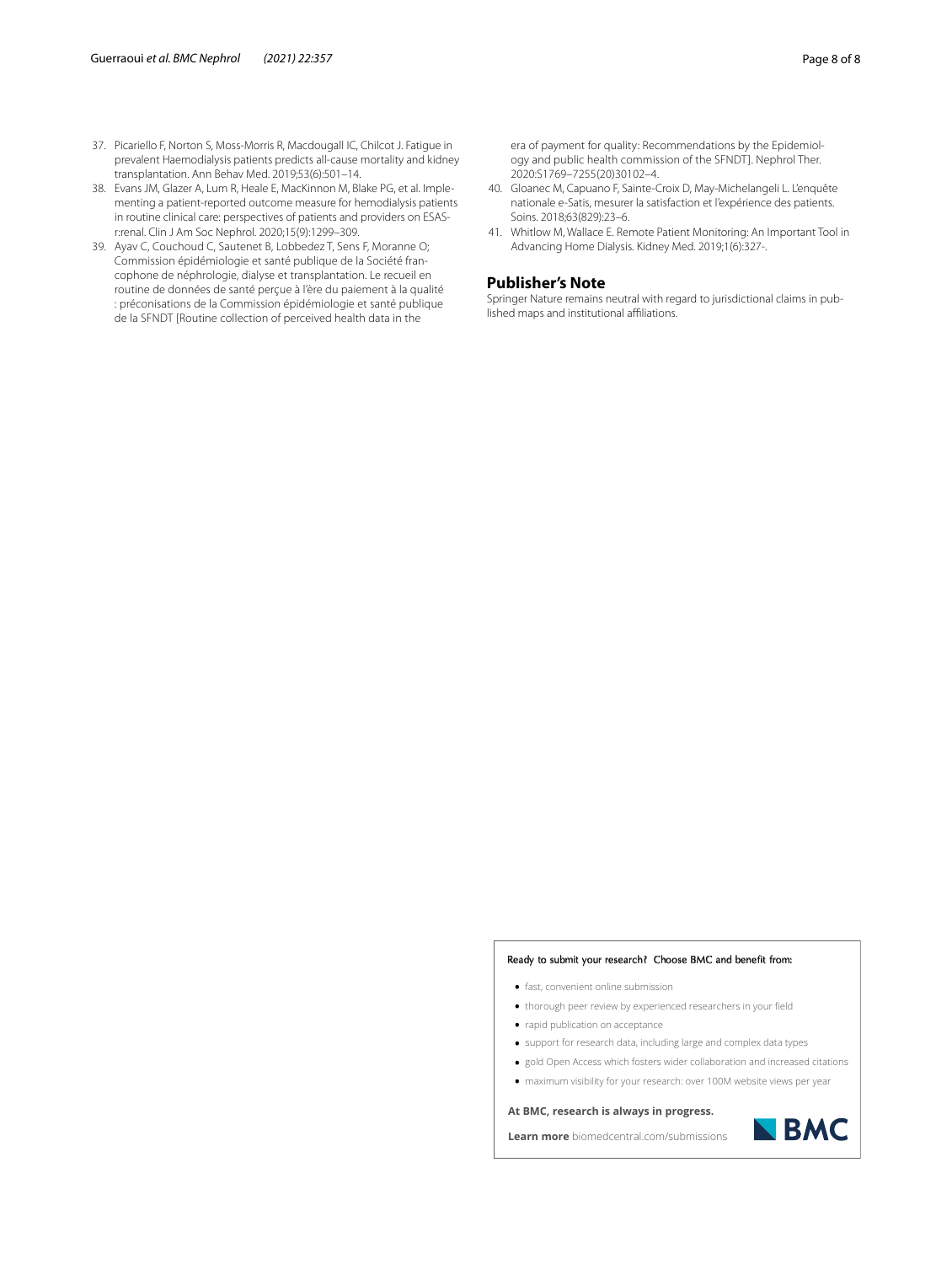37. Picariello F, Norton S, Moss-Morris R, Macdougall IC, Chilcot J. Fatigue in prevalent Haemodialysis patients predicts all-cause mortality and kidney transplantation. Ann Behav Med. 2019;53(6):501–14.
38. Evans JM, Glazer A, Lum R, Heale E, MacKinnon M, Blake PG, et al. Implementing a patient-reported outcome measure for hemodialysis patients in routine clinical care: perspectives of patients and providers on ESAS-r:renal. Clin J Am Soc Nephrol. 2020;15(9):1299–309.
39. Ayav C, Couchoud C, Sautenet B, Lobbedez T, Sens F, Moranne O; Commission épidémiologie et santé publique de la Société francophone de néphrologie, dialyse et transplantation. Le recueil en routine de données de santé perçue à l'ère du paiement à la qualité : préconisations de la Commission épidémiologie et santé publique de la SFNDT [Routine collection of perceived health data in the era of payment for quality: Recommendations by the Epidemiology and public health commission of the SFNDT]. Nephrol Ther. 2020:S1769–7255(20)30102–4.
40. Gloanec M, Capuano F, Sainte-Croix D, May-Michelangeli L. L'enquête nationale e-Satis, mesurer la satisfaction et l'expérience des patients. Soins. 2018;63(829):23–6.
41. Whitlow M, Wallace E. Remote Patient Monitoring: An Important Tool in Advancing Home Dialysis. Kidney Med. 2019;1(6):327-.

## Publisher's Note

Springer Nature remains neutral with regard to jurisdictional claims in published maps and institutional affiliations.

Ready to submit your research? Choose BMC and benefit from:

- fast, convenient online submission
- thorough peer review by experienced researchers in your field
- rapid publication on acceptance
- support for research data, including large and complex data types
- gold Open Access which fosters wider collaboration and increased citations
- maximum visibility for your research: over 100M website views per year

**At BMC, research is always in progress.**

**Learn more** biomedcentral.com/submissions

BMC